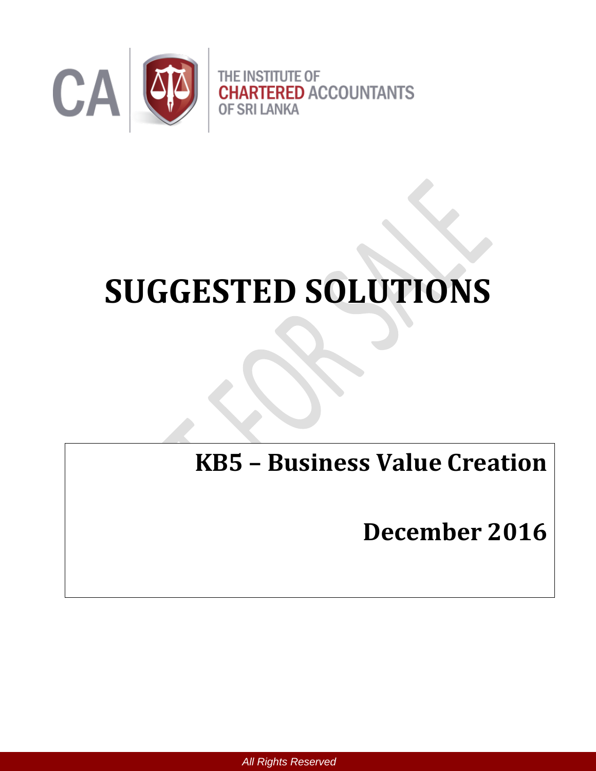THE INSTITUTE OF CHARTERED ACCOUNTANTS OF SRI LANKA

# SUGGESTED SOLUTIONS

## KB5 – Business Value Creation

## December 2016

All Rights Reserved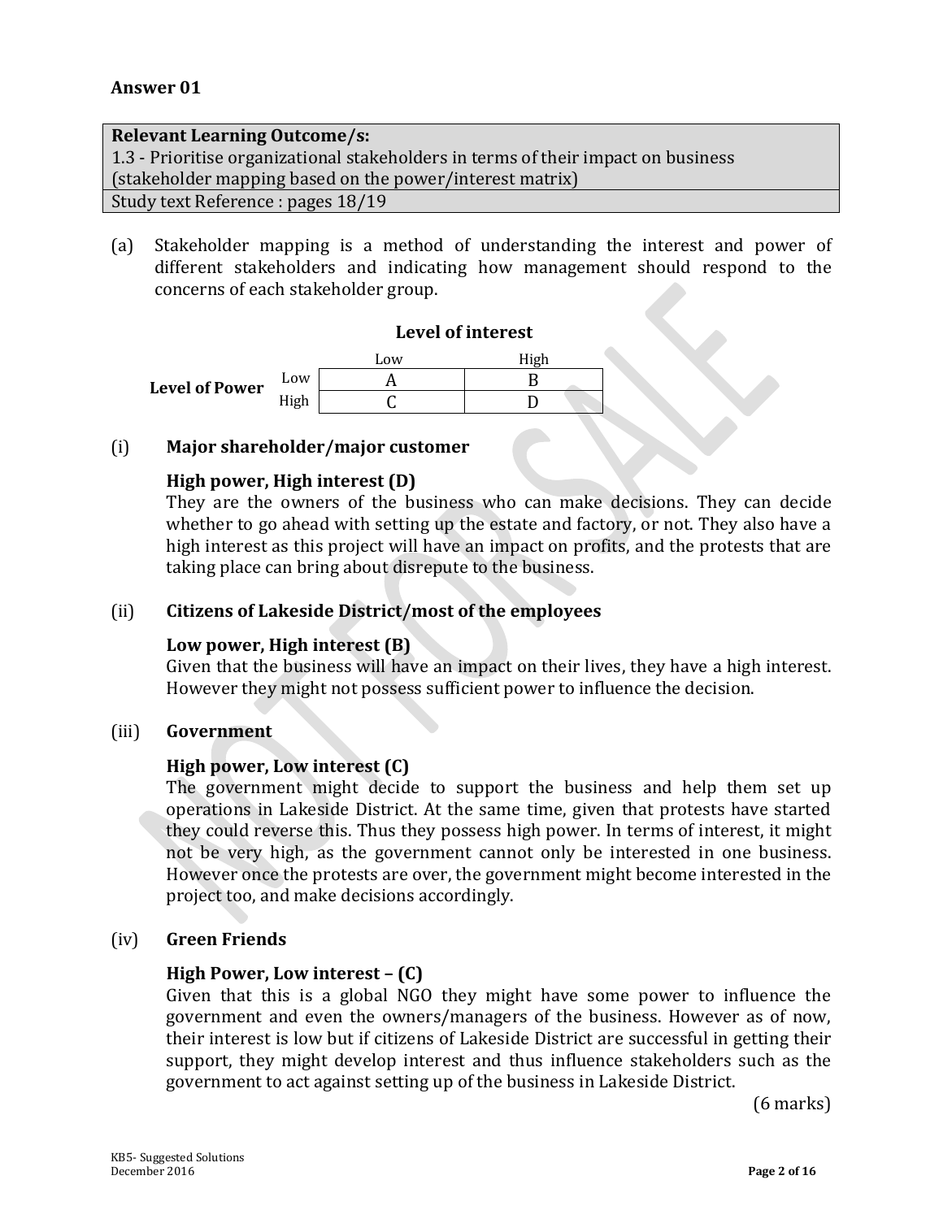**Answer 01**

| **Relevant Learning Outcome/s:** |
|---|
| 1.3 - Prioritise organizational stakeholders in terms of their impact on business (stakeholder mapping based on the power/interest matrix) |
| Study text Reference : pages 18/19 |

(a) Stakeholder mapping is a method of understanding the interest and power of different stakeholders and indicating how management should respond to the concerns of each stakeholder group.

**Level of interest**

| | | Low | High |
|---|---|---|---|
| **Level of Power** | Low | A | B |
| | High | C | D |

(i) **Major shareholder/major customer**

**High power, High interest (D)**
They are the owners of the business who can make decisions. They can decide whether to go ahead with setting up the estate and factory, or not. They also have a high interest as this project will have an impact on profits, and the protests that are taking place can bring about disrepute to the business.

(ii) **Citizens of Lakeside District/most of the employees**

**Low power, High interest (B)**
Given that the business will have an impact on their lives, they have a high interest. However they might not possess sufficient power to influence the decision.

(iii) **Government**

**High power, Low interest (C)**
The government might decide to support the business and help them set up operations in Lakeside District. At the same time, given that protests have started they could reverse this. Thus they possess high power. In terms of interest, it might not be very high, as the government cannot only be interested in one business. However once the protests are over, the government might become interested in the project too, and make decisions accordingly.

(iv) **Green Friends**

**High Power, Low interest – (C)**
Given that this is a global NGO they might have some power to influence the government and even the owners/managers of the business. However as of now, their interest is low but if citizens of Lakeside District are successful in getting their support, they might develop interest and thus influence stakeholders such as the government to act against setting up of the business in Lakeside District.

(6 marks)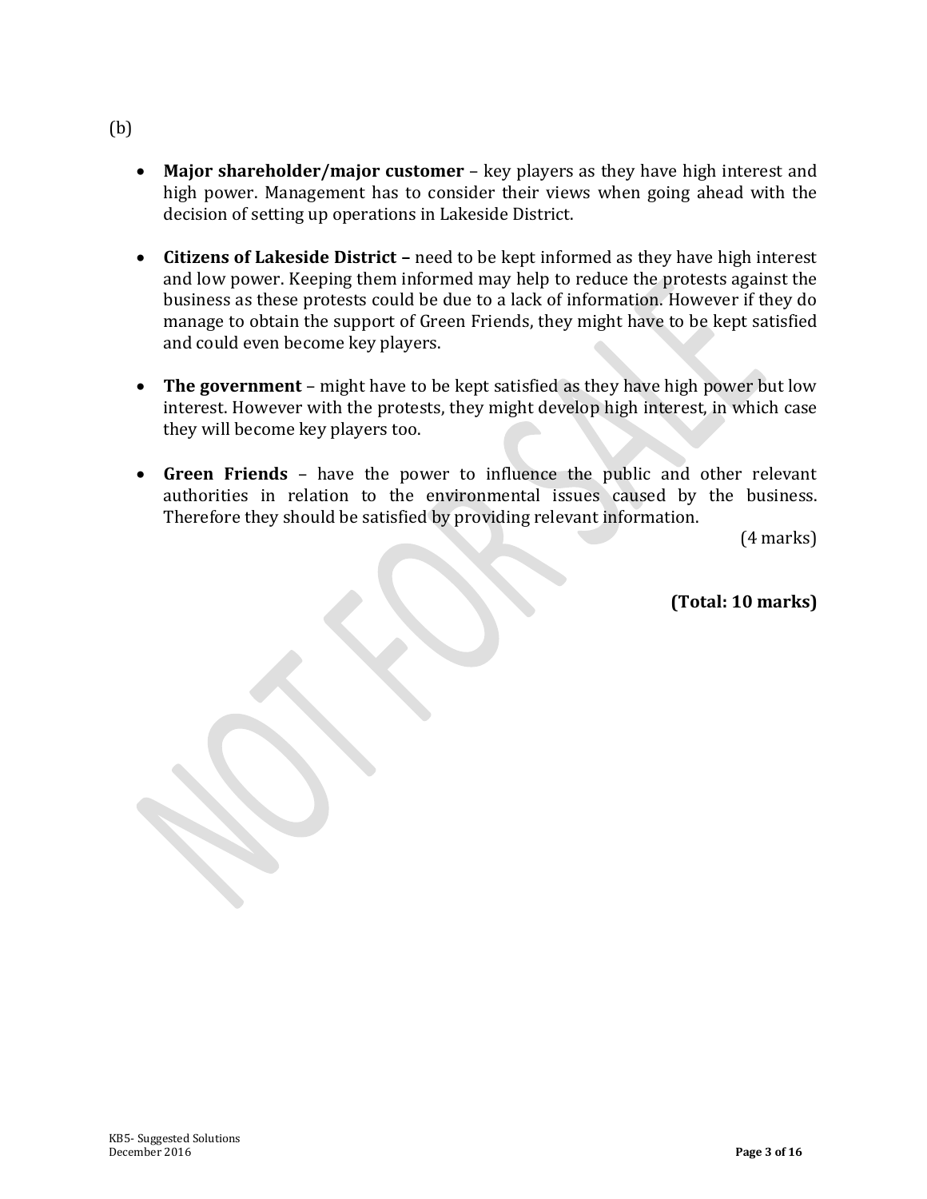(b)

- **Major shareholder/major customer** – key players as they have high interest and high power. Management has to consider their views when going ahead with the decision of setting up operations in Lakeside District.

- **Citizens of Lakeside District –** need to be kept informed as they have high interest and low power. Keeping them informed may help to reduce the protests against the business as these protests could be due to a lack of information. However if they do manage to obtain the support of Green Friends, they might have to be kept satisfied and could even become key players.

- **The government** – might have to be kept satisfied as they have high power but low interest. However with the protests, they might develop high interest, in which case they will become key players too.

- **Green Friends** – have the power to influence the public and other relevant authorities in relation to the environmental issues caused by the business. Therefore they should be satisfied by providing relevant information.

(4 marks)

**(Total: 10 marks)**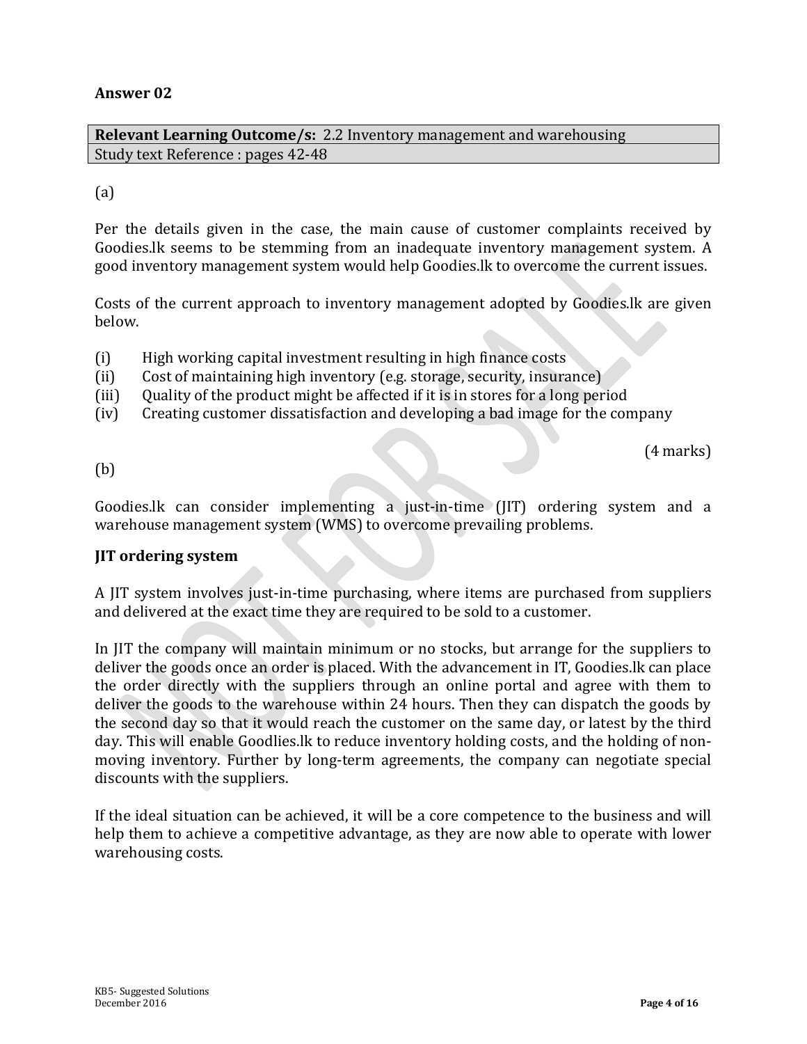**Answer 02**

| **Relevant Learning Outcome/s:** 2.2 Inventory management and warehousing |
| --- |
| Study text Reference : pages 42-48 |

(a)

Per the details given in the case, the main cause of customer complaints received by Goodies.lk seems to be stemming from an inadequate inventory management system. A good inventory management system would help Goodies.lk to overcome the current issues.

Costs of the current approach to inventory management adopted by Goodies.lk are given below.

(i) High working capital investment resulting in high finance costs
(ii) Cost of maintaining high inventory (e.g. storage, security, insurance)
(iii) Quality of the product might be affected if it is in stores for a long period
(iv) Creating customer dissatisfaction and developing a bad image for the company

(4 marks)

(b)

Goodies.lk can consider implementing a just-in-time (JIT) ordering system and a warehouse management system (WMS) to overcome prevailing problems.

**JIT ordering system**

A JIT system involves just-in-time purchasing, where items are purchased from suppliers and delivered at the exact time they are required to be sold to a customer.

In JIT the company will maintain minimum or no stocks, but arrange for the suppliers to deliver the goods once an order is placed. With the advancement in IT, Goodies.lk can place the order directly with the suppliers through an online portal and agree with them to deliver the goods to the warehouse within 24 hours. Then they can dispatch the goods by the second day so that it would reach the customer on the same day, or latest by the third day. This will enable Goodlies.lk to reduce inventory holding costs, and the holding of non-moving inventory. Further by long-term agreements, the company can negotiate special discounts with the suppliers.

If the ideal situation can be achieved, it will be a core competence to the business and will help them to achieve a competitive advantage, as they are now able to operate with lower warehousing costs.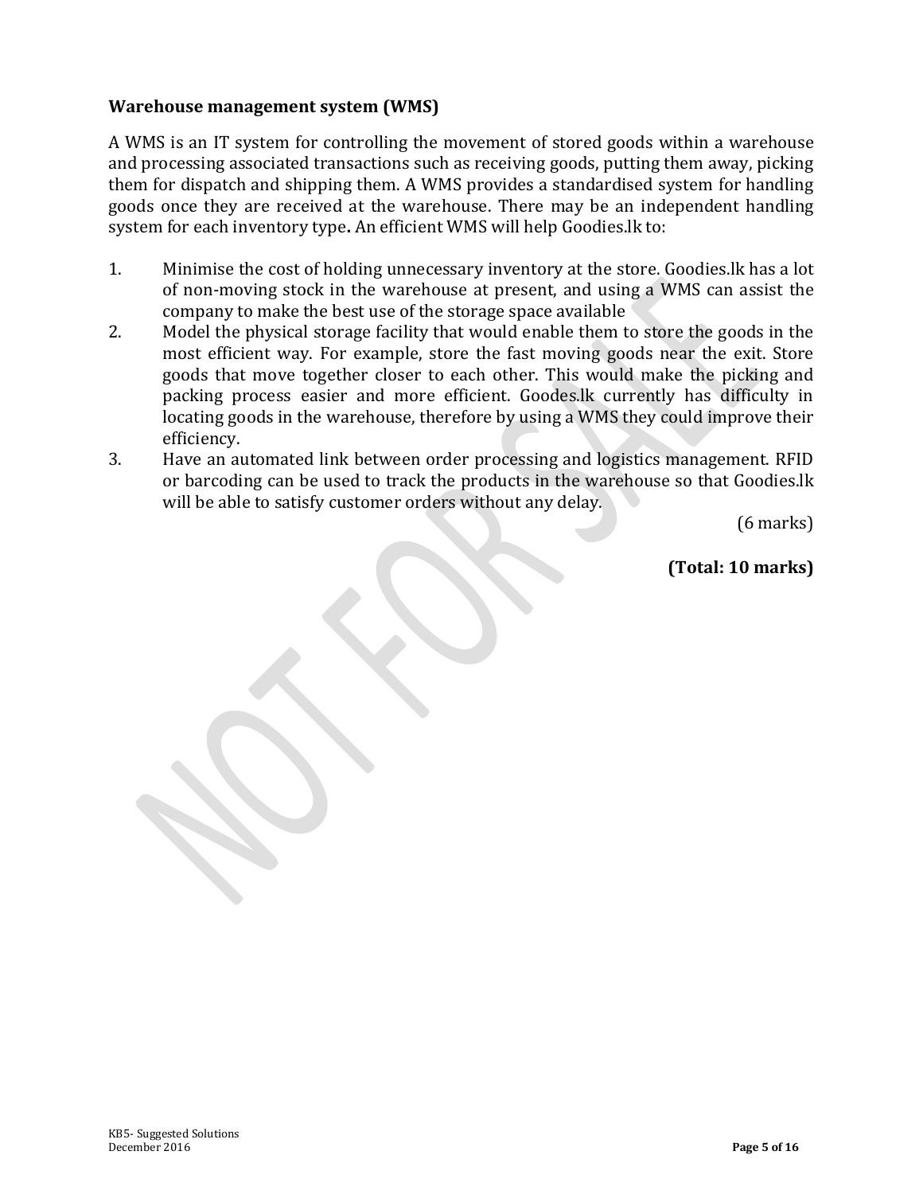**Warehouse management system (WMS)**

A WMS is an IT system for controlling the movement of stored goods within a warehouse and processing associated transactions such as receiving goods, putting them away, picking them for dispatch and shipping them. A WMS provides a standardised system for handling goods once they are received at the warehouse. There may be an independent handling system for each inventory type**.** An efficient WMS will help Goodies.lk to:

1. Minimise the cost of holding unnecessary inventory at the store. Goodies.lk has a lot of non-moving stock in the warehouse at present, and using a WMS can assist the company to make the best use of the storage space available
2. Model the physical storage facility that would enable them to store the goods in the most efficient way. For example, store the fast moving goods near the exit. Store goods that move together closer to each other. This would make the picking and packing process easier and more efficient. Goodes.lk currently has difficulty in locating goods in the warehouse, therefore by using a WMS they could improve their efficiency.
3. Have an automated link between order processing and logistics management. RFID or barcoding can be used to track the products in the warehouse so that Goodies.lk will be able to satisfy customer orders without any delay.

(6 marks)

**(Total: 10 marks)**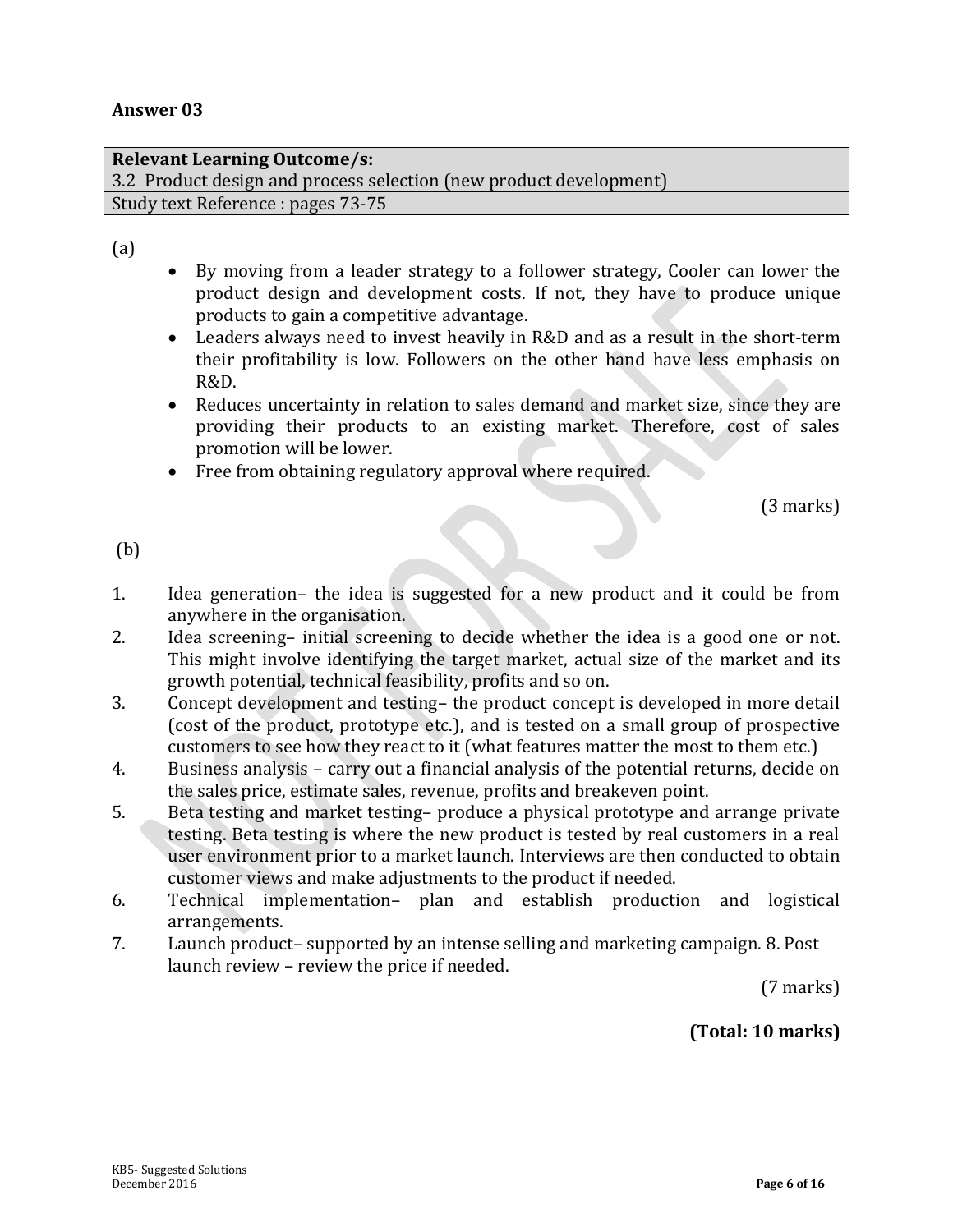**Answer 03**

| **Relevant Learning Outcome/s:** |
| --- |
| 3.2 Product design and process selection (new product development) |
| Study text Reference : pages 73-75 |

(a)

- By moving from a leader strategy to a follower strategy, Cooler can lower the product design and development costs. If not, they have to produce unique products to gain a competitive advantage.
- Leaders always need to invest heavily in R&D and as a result in the short-term their profitability is low. Followers on the other hand have less emphasis on R&D.
- Reduces uncertainty in relation to sales demand and market size, since they are providing their products to an existing market. Therefore, cost of sales promotion will be lower.
- Free from obtaining regulatory approval where required.

(3 marks)

(b)

1. Idea generation– the idea is suggested for a new product and it could be from anywhere in the organisation.
2. Idea screening– initial screening to decide whether the idea is a good one or not. This might involve identifying the target market, actual size of the market and its growth potential, technical feasibility, profits and so on.
3. Concept development and testing– the product concept is developed in more detail (cost of the product, prototype etc.), and is tested on a small group of prospective customers to see how they react to it (what features matter the most to them etc.)
4. Business analysis – carry out a financial analysis of the potential returns, decide on the sales price, estimate sales, revenue, profits and breakeven point.
5. Beta testing and market testing– produce a physical prototype and arrange private testing. Beta testing is where the new product is tested by real customers in a real user environment prior to a market launch. Interviews are then conducted to obtain customer views and make adjustments to the product if needed.
6. Technical implementation– plan and establish production and logistical arrangements.
7. Launch product– supported by an intense selling and marketing campaign. 8. Post launch review – review the price if needed.

(7 marks)

**(Total: 10 marks)**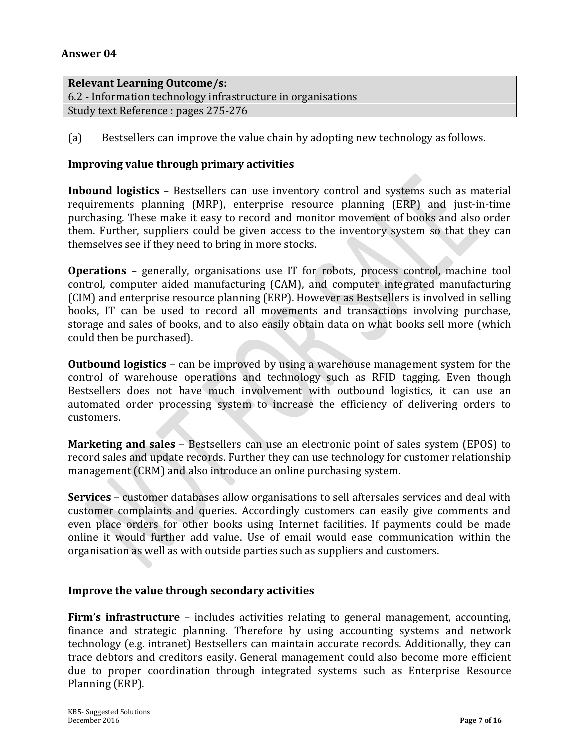## Answer 04

| Relevant Learning Outcome/s: |
|---|
| 6.2 - Information technology infrastructure in organisations |
| Study text Reference : pages 275-276 |

(a) Bestsellers can improve the value chain by adopting new technology as follows.

**Improving value through primary activities**

**Inbound logistics** – Bestsellers can use inventory control and systems such as material requirements planning (MRP), enterprise resource planning (ERP) and just-in-time purchasing. These make it easy to record and monitor movement of books and also order them. Further, suppliers could be given access to the inventory system so that they can themselves see if they need to bring in more stocks.

**Operations** – generally, organisations use IT for robots, process control, machine tool control, computer aided manufacturing (CAM), and computer integrated manufacturing (CIM) and enterprise resource planning (ERP). However as Bestsellers is involved in selling books, IT can be used to record all movements and transactions involving purchase, storage and sales of books, and to also easily obtain data on what books sell more (which could then be purchased).

**Outbound logistics** – can be improved by using a warehouse management system for the control of warehouse operations and technology such as RFID tagging. Even though Bestsellers does not have much involvement with outbound logistics, it can use an automated order processing system to increase the efficiency of delivering orders to customers.

**Marketing and sales** – Bestsellers can use an electronic point of sales system (EPOS) to record sales and update records. Further they can use technology for customer relationship management (CRM) and also introduce an online purchasing system.

**Services** – customer databases allow organisations to sell aftersales services and deal with customer complaints and queries. Accordingly customers can easily give comments and even place orders for other books using Internet facilities. If payments could be made online it would further add value. Use of email would ease communication within the organisation as well as with outside parties such as suppliers and customers.

**Improve the value through secondary activities**

**Firm's infrastructure** – includes activities relating to general management, accounting, finance and strategic planning. Therefore by using accounting systems and network technology (e.g. intranet) Bestsellers can maintain accurate records. Additionally, they can trace debtors and creditors easily. General management could also become more efficient due to proper coordination through integrated systems such as Enterprise Resource Planning (ERP).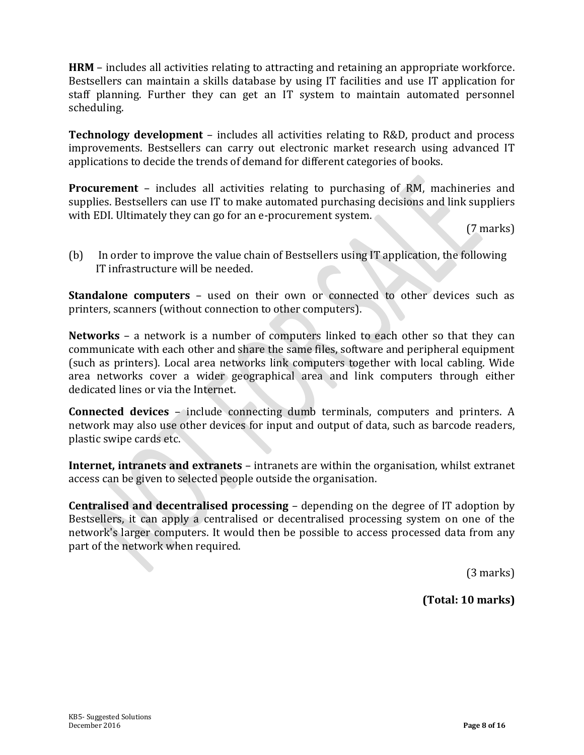**HRM** – includes all activities relating to attracting and retaining an appropriate workforce. Bestsellers can maintain a skills database by using IT facilities and use IT application for staff planning. Further they can get an IT system to maintain automated personnel scheduling.

**Technology development** – includes all activities relating to R&D, product and process improvements. Bestsellers can carry out electronic market research using advanced IT applications to decide the trends of demand for different categories of books.

**Procurement** – includes all activities relating to purchasing of RM, machineries and supplies. Bestsellers can use IT to make automated purchasing decisions and link suppliers with EDI. Ultimately they can go for an e-procurement system.

(7 marks)

(b) In order to improve the value chain of Bestsellers using IT application, the following IT infrastructure will be needed.

**Standalone computers** – used on their own or connected to other devices such as printers, scanners (without connection to other computers).

**Networks** – a network is a number of computers linked to each other so that they can communicate with each other and share the same files, software and peripheral equipment (such as printers). Local area networks link computers together with local cabling. Wide area networks cover a wider geographical area and link computers through either dedicated lines or via the Internet.

**Connected devices** – include connecting dumb terminals, computers and printers. A network may also use other devices for input and output of data, such as barcode readers, plastic swipe cards etc.

**Internet, intranets and extranets** – intranets are within the organisation, whilst extranet access can be given to selected people outside the organisation.

**Centralised and decentralised processing** – depending on the degree of IT adoption by Bestsellers, it can apply a centralised or decentralised processing system on one of the network's larger computers. It would then be possible to access processed data from any part of the network when required.

(3 marks)

**(Total: 10 marks)**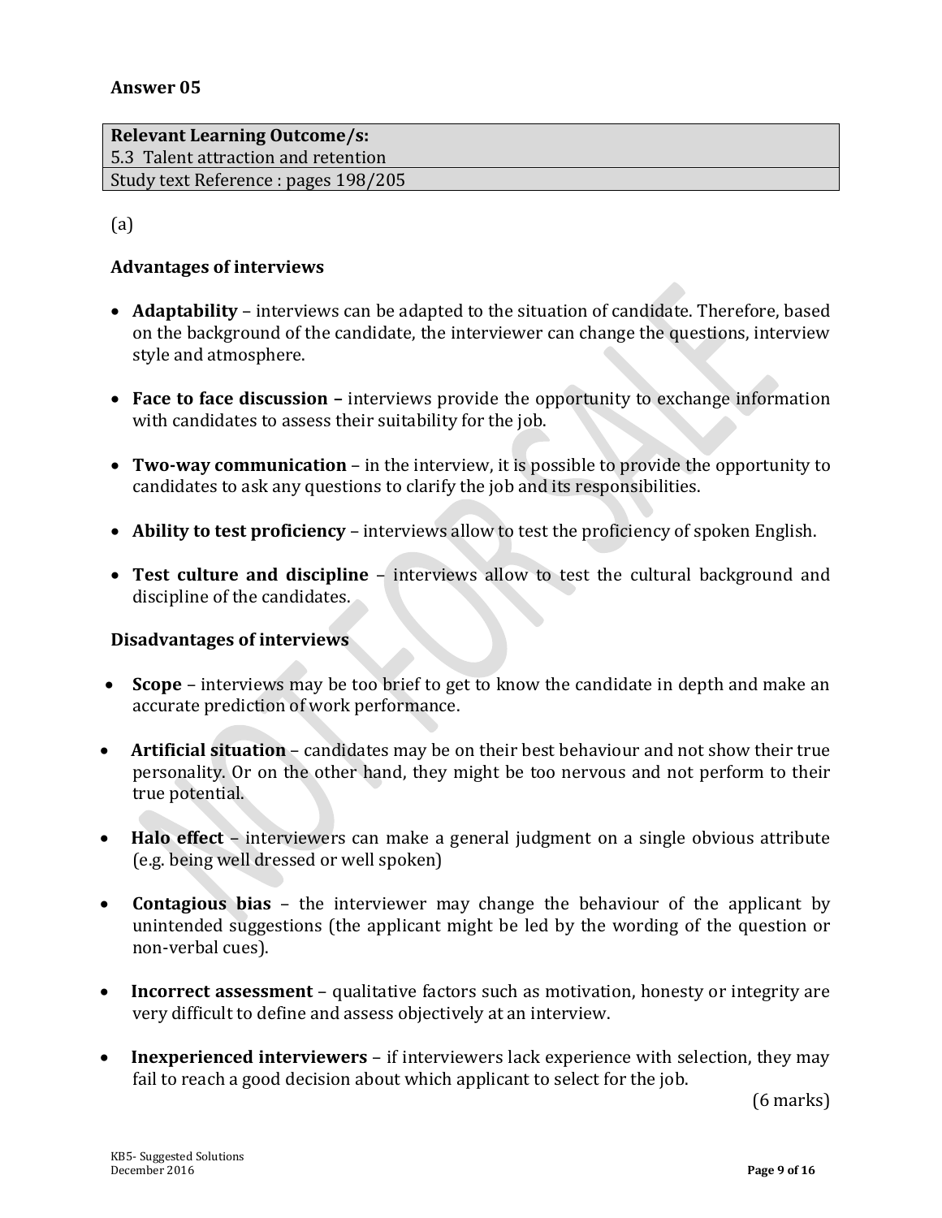## Answer 05

| Relevant Learning Outcome/s: |
|---|
| 5.3 Talent attraction and retention |
| Study text Reference : pages 198/205 |

(a)

### Advantages of interviews

- **Adaptability** – interviews can be adapted to the situation of candidate. Therefore, based on the background of the candidate, the interviewer can change the questions, interview style and atmosphere.

- **Face to face discussion –** interviews provide the opportunity to exchange information with candidates to assess their suitability for the job.

- **Two-way communication** – in the interview, it is possible to provide the opportunity to candidates to ask any questions to clarify the job and its responsibilities.

- **Ability to test proficiency** – interviews allow to test the proficiency of spoken English.

- **Test culture and discipline** – interviews allow to test the cultural background and discipline of the candidates.

### Disadvantages of interviews

- **Scope** – interviews may be too brief to get to know the candidate in depth and make an accurate prediction of work performance.

- **Artificial situation** – candidates may be on their best behaviour and not show their true personality. Or on the other hand, they might be too nervous and not perform to their true potential.

- **Halo effect** – interviewers can make a general judgment on a single obvious attribute (e.g. being well dressed or well spoken)

- **Contagious bias** – the interviewer may change the behaviour of the applicant by unintended suggestions (the applicant might be led by the wording of the question or non-verbal cues).

- **Incorrect assessment** – qualitative factors such as motivation, honesty or integrity are very difficult to define and assess objectively at an interview.

- **Inexperienced interviewers** – if interviewers lack experience with selection, they may fail to reach a good decision about which applicant to select for the job.

(6 marks)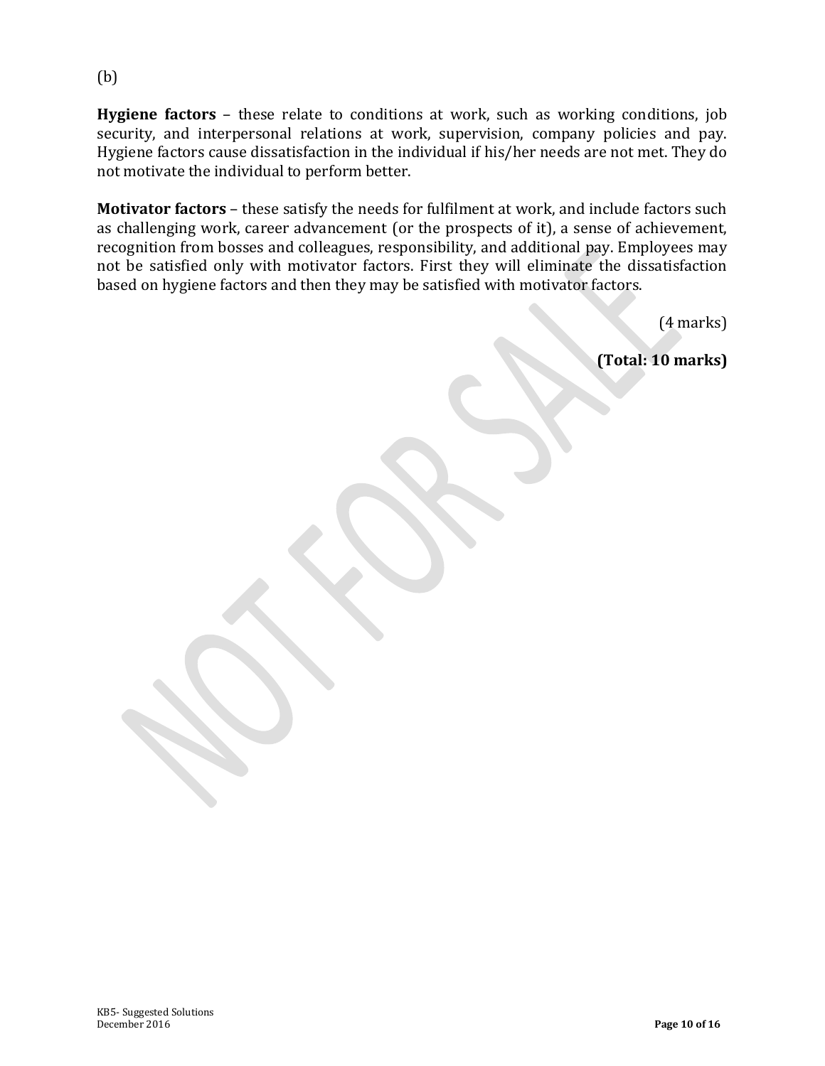(b)

**Hygiene factors** – these relate to conditions at work, such as working conditions, job security, and interpersonal relations at work, supervision, company policies and pay. Hygiene factors cause dissatisfaction in the individual if his/her needs are not met. They do not motivate the individual to perform better.

**Motivator factors** – these satisfy the needs for fulfilment at work, and include factors such as challenging work, career advancement (or the prospects of it), a sense of achievement, recognition from bosses and colleagues, responsibility, and additional pay. Employees may not be satisfied only with motivator factors. First they will eliminate the dissatisfaction based on hygiene factors and then they may be satisfied with motivator factors.

(4 marks)

**(Total: 10 marks)**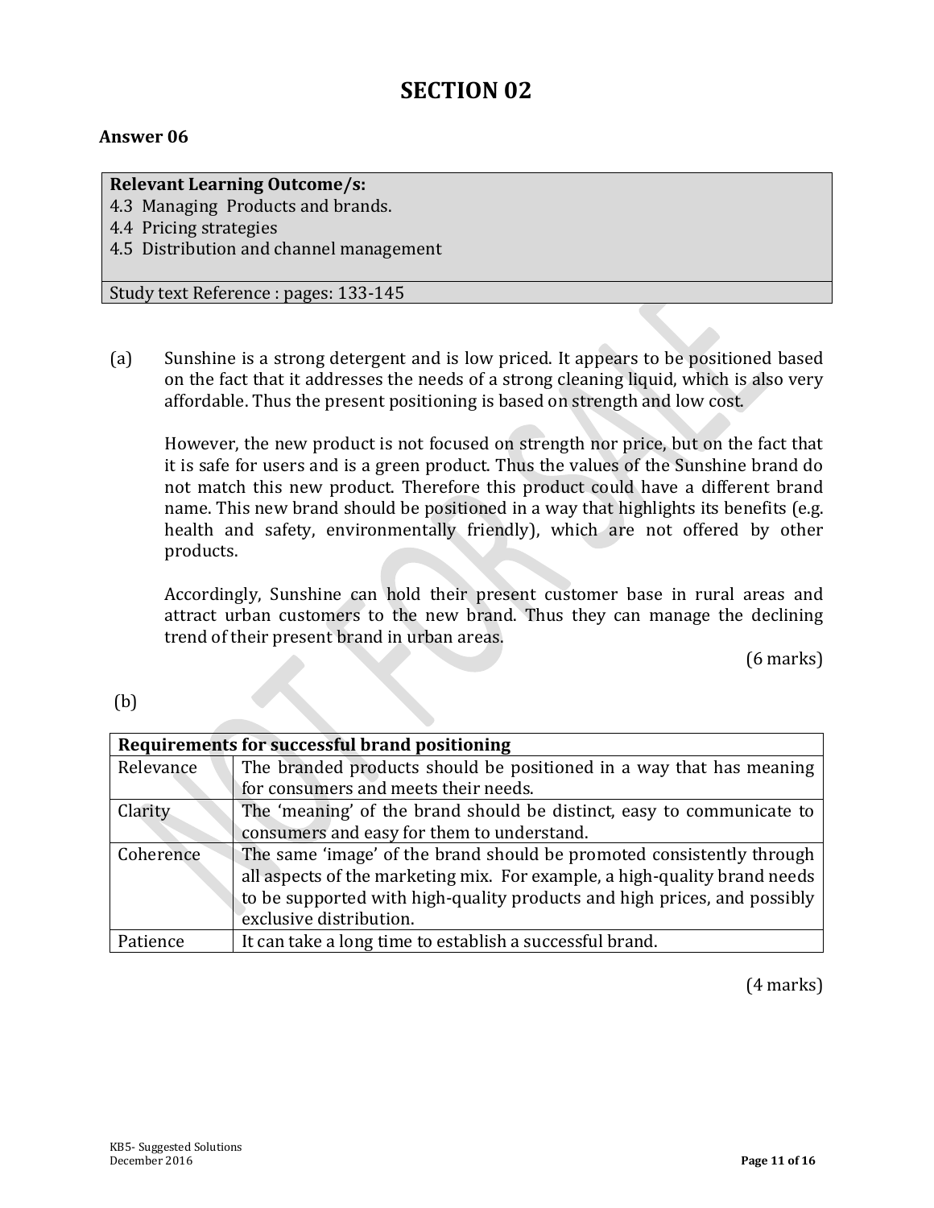# SECTION 02

**Answer 06**

| **Relevant Learning Outcome/s:** |
|---|
| 4.3 Managing Products and brands. |
| 4.4 Pricing strategies |
| 4.5 Distribution and channel management |
| Study text Reference : pages: 133-145 |

(a) Sunshine is a strong detergent and is low priced. It appears to be positioned based on the fact that it addresses the needs of a strong cleaning liquid, which is also very affordable. Thus the present positioning is based on strength and low cost.

However, the new product is not focused on strength nor price, but on the fact that it is safe for users and is a green product. Thus the values of the Sunshine brand do not match this new product. Therefore this product could have a different brand name. This new brand should be positioned in a way that highlights its benefits (e.g. health and safety, environmentally friendly), which are not offered by other products.

Accordingly, Sunshine can hold their present customer base in rural areas and attract urban customers to the new brand. Thus they can manage the declining trend of their present brand in urban areas.

(6 marks)

(b)

| **Requirements for successful brand positioning** | |
|---|---|
| Relevance | The branded products should be positioned in a way that has meaning for consumers and meets their needs. |
| Clarity | The 'meaning' of the brand should be distinct, easy to communicate to consumers and easy for them to understand. |
| Coherence | The same 'image' of the brand should be promoted consistently through all aspects of the marketing mix. For example, a high-quality brand needs to be supported with high-quality products and high prices, and possibly exclusive distribution. |
| Patience | It can take a long time to establish a successful brand. |

(4 marks)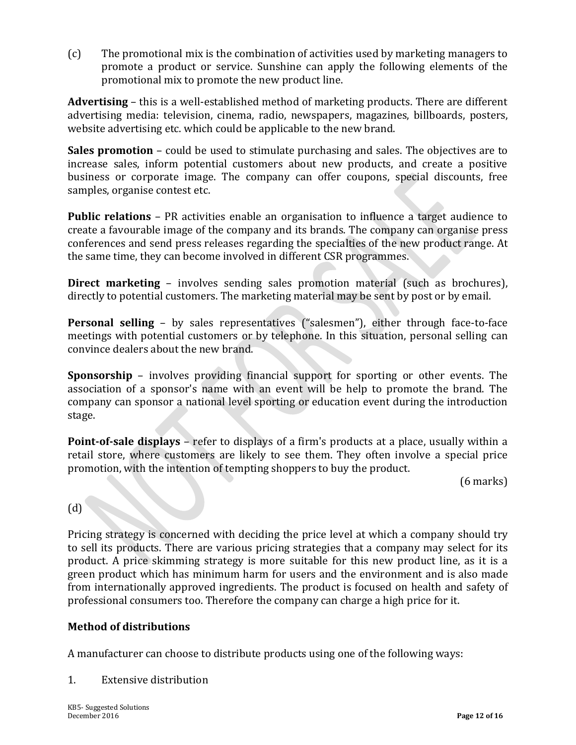(c) The promotional mix is the combination of activities used by marketing managers to promote a product or service. Sunshine can apply the following elements of the promotional mix to promote the new product line.

**Advertising** – this is a well-established method of marketing products. There are different advertising media: television, cinema, radio, newspapers, magazines, billboards, posters, website advertising etc. which could be applicable to the new brand.

**Sales promotion** – could be used to stimulate purchasing and sales. The objectives are to increase sales, inform potential customers about new products, and create a positive business or corporate image. The company can offer coupons, special discounts, free samples, organise contest etc.

**Public relations** – PR activities enable an organisation to influence a target audience to create a favourable image of the company and its brands. The company can organise press conferences and send press releases regarding the specialties of the new product range. At the same time, they can become involved in different CSR programmes.

**Direct marketing** – involves sending sales promotion material (such as brochures), directly to potential customers. The marketing material may be sent by post or by email.

**Personal selling** – by sales representatives ("salesmen"), either through face-to-face meetings with potential customers or by telephone. In this situation, personal selling can convince dealers about the new brand.

**Sponsorship** – involves providing financial support for sporting or other events. The association of a sponsor's name with an event will be help to promote the brand. The company can sponsor a national level sporting or education event during the introduction stage.

**Point-of-sale displays** – refer to displays of a firm's products at a place, usually within a retail store, where customers are likely to see them. They often involve a special price promotion, with the intention of tempting shoppers to buy the product.

(6 marks)

(d)

Pricing strategy is concerned with deciding the price level at which a company should try to sell its products. There are various pricing strategies that a company may select for its product. A price skimming strategy is more suitable for this new product line, as it is a green product which has minimum harm for users and the environment and is also made from internationally approved ingredients. The product is focused on health and safety of professional consumers too. Therefore the company can charge a high price for it.

**Method of distributions**

A manufacturer can choose to distribute products using one of the following ways:

1. Extensive distribution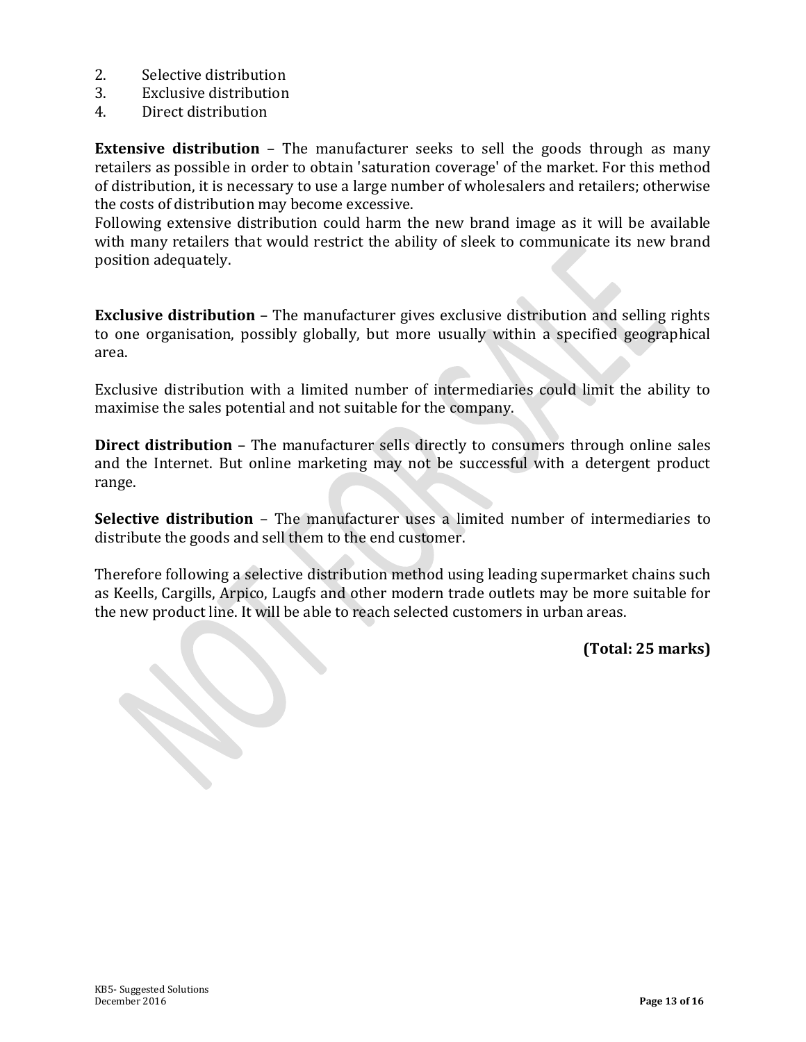2. Selective distribution
3. Exclusive distribution
4. Direct distribution

**Extensive distribution** – The manufacturer seeks to sell the goods through as many retailers as possible in order to obtain 'saturation coverage' of the market. For this method of distribution, it is necessary to use a large number of wholesalers and retailers; otherwise the costs of distribution may become excessive.
Following extensive distribution could harm the new brand image as it will be available with many retailers that would restrict the ability of sleek to communicate its new brand position adequately.

**Exclusive distribution** – The manufacturer gives exclusive distribution and selling rights to one organisation, possibly globally, but more usually within a specified geographical area.

Exclusive distribution with a limited number of intermediaries could limit the ability to maximise the sales potential and not suitable for the company.

**Direct distribution** – The manufacturer sells directly to consumers through online sales and the Internet. But online marketing may not be successful with a detergent product range.

**Selective distribution** – The manufacturer uses a limited number of intermediaries to distribute the goods and sell them to the end customer.

Therefore following a selective distribution method using leading supermarket chains such as Keells, Cargills, Arpico, Laugfs and other modern trade outlets may be more suitable for the new product line. It will be able to reach selected customers in urban areas.

**(Total: 25 marks)**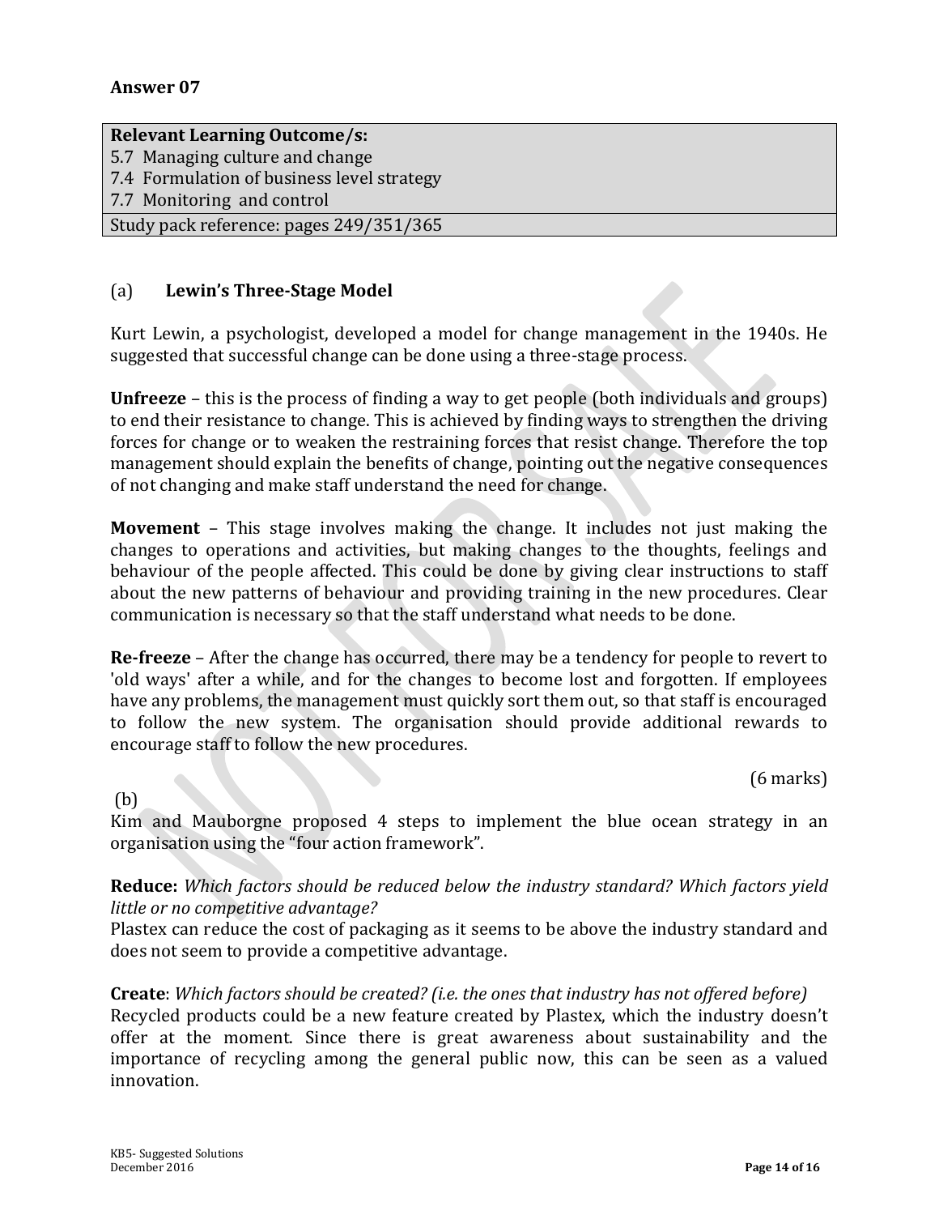## Answer 07

| Relevant Learning Outcome/s: |
|---|
| 5.7 Managing culture and change<br>7.4 Formulation of business level strategy<br>7.7 Monitoring and control |
| Study pack reference: pages 249/351/365 |

(a) **Lewin's Three-Stage Model**

Kurt Lewin, a psychologist, developed a model for change management in the 1940s. He suggested that successful change can be done using a three-stage process.

**Unfreeze** – this is the process of finding a way to get people (both individuals and groups) to end their resistance to change. This is achieved by finding ways to strengthen the driving forces for change or to weaken the restraining forces that resist change. Therefore the top management should explain the benefits of change, pointing out the negative consequences of not changing and make staff understand the need for change.

**Movement** – This stage involves making the change. It includes not just making the changes to operations and activities, but making changes to the thoughts, feelings and behaviour of the people affected. This could be done by giving clear instructions to staff about the new patterns of behaviour and providing training in the new procedures. Clear communication is necessary so that the staff understand what needs to be done.

**Re-freeze** – After the change has occurred, there may be a tendency for people to revert to 'old ways' after a while, and for the changes to become lost and forgotten. If employees have any problems, the management must quickly sort them out, so that staff is encouraged to follow the new system. The organisation should provide additional rewards to encourage staff to follow the new procedures.

(6 marks)

(b)

Kim and Mauborgne proposed 4 steps to implement the blue ocean strategy in an organisation using the "four action framework".

**Reduce:** *Which factors should be reduced below the industry standard? Which factors yield little or no competitive advantage?*
Plastex can reduce the cost of packaging as it seems to be above the industry standard and does not seem to provide a competitive advantage.

**Create**: *Which factors should be created? (i.e. the ones that industry has not offered before)*
Recycled products could be a new feature created by Plastex, which the industry doesn't offer at the moment. Since there is great awareness about sustainability and the importance of recycling among the general public now, this can be seen as a valued innovation.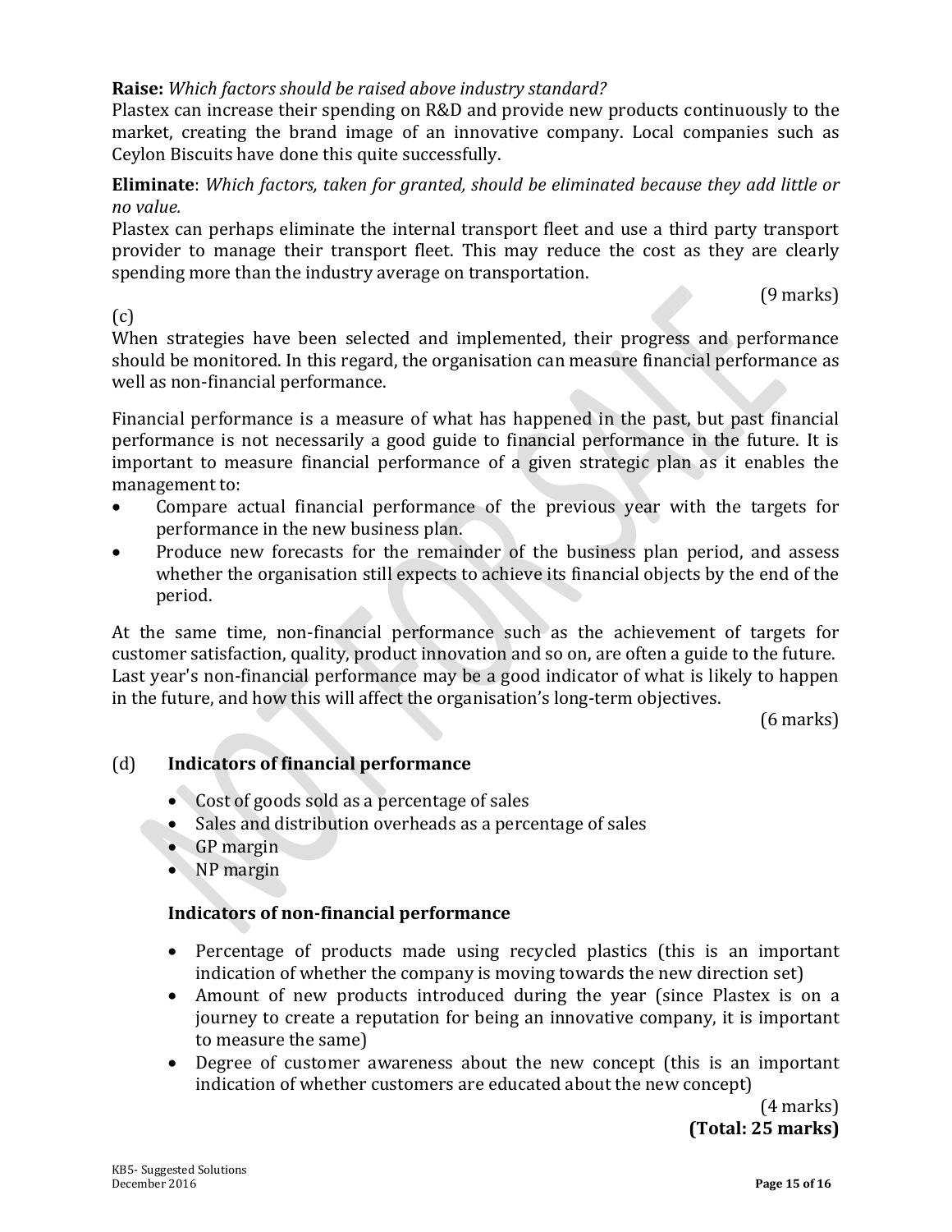**Raise:** *Which factors should be raised above industry standard?*
Plastex can increase their spending on R&D and provide new products continuously to the market, creating the brand image of an innovative company. Local companies such as Ceylon Biscuits have done this quite successfully.

**Eliminate**: *Which factors, taken for granted, should be eliminated because they add little or no value.*
Plastex can perhaps eliminate the internal transport fleet and use a third party transport provider to manage their transport fleet. This may reduce the cost as they are clearly spending more than the industry average on transportation.

(9 marks)

(c)
When strategies have been selected and implemented, their progress and performance should be monitored. In this regard, the organisation can measure financial performance as well as non-financial performance.

Financial performance is a measure of what has happened in the past, but past financial performance is not necessarily a good guide to financial performance in the future. It is important to measure financial performance of a given strategic plan as it enables the management to:

- Compare actual financial performance of the previous year with the targets for performance in the new business plan.
- Produce new forecasts for the remainder of the business plan period, and assess whether the organisation still expects to achieve its financial objects by the end of the period.

At the same time, non-financial performance such as the achievement of targets for customer satisfaction, quality, product innovation and so on, are often a guide to the future. Last year's non-financial performance may be a good indicator of what is likely to happen in the future, and how this will affect the organisation's long-term objectives.

(6 marks)

(d) **Indicators of financial performance**

- Cost of goods sold as a percentage of sales
- Sales and distribution overheads as a percentage of sales
- GP margin
- NP margin

**Indicators of non-financial performance**

- Percentage of products made using recycled plastics (this is an important indication of whether the company is moving towards the new direction set)
- Amount of new products introduced during the year (since Plastex is on a journey to create a reputation for being an innovative company, it is important to measure the same)
- Degree of customer awareness about the new concept (this is an important indication of whether customers are educated about the new concept)

(4 marks)
**(Total: 25 marks)**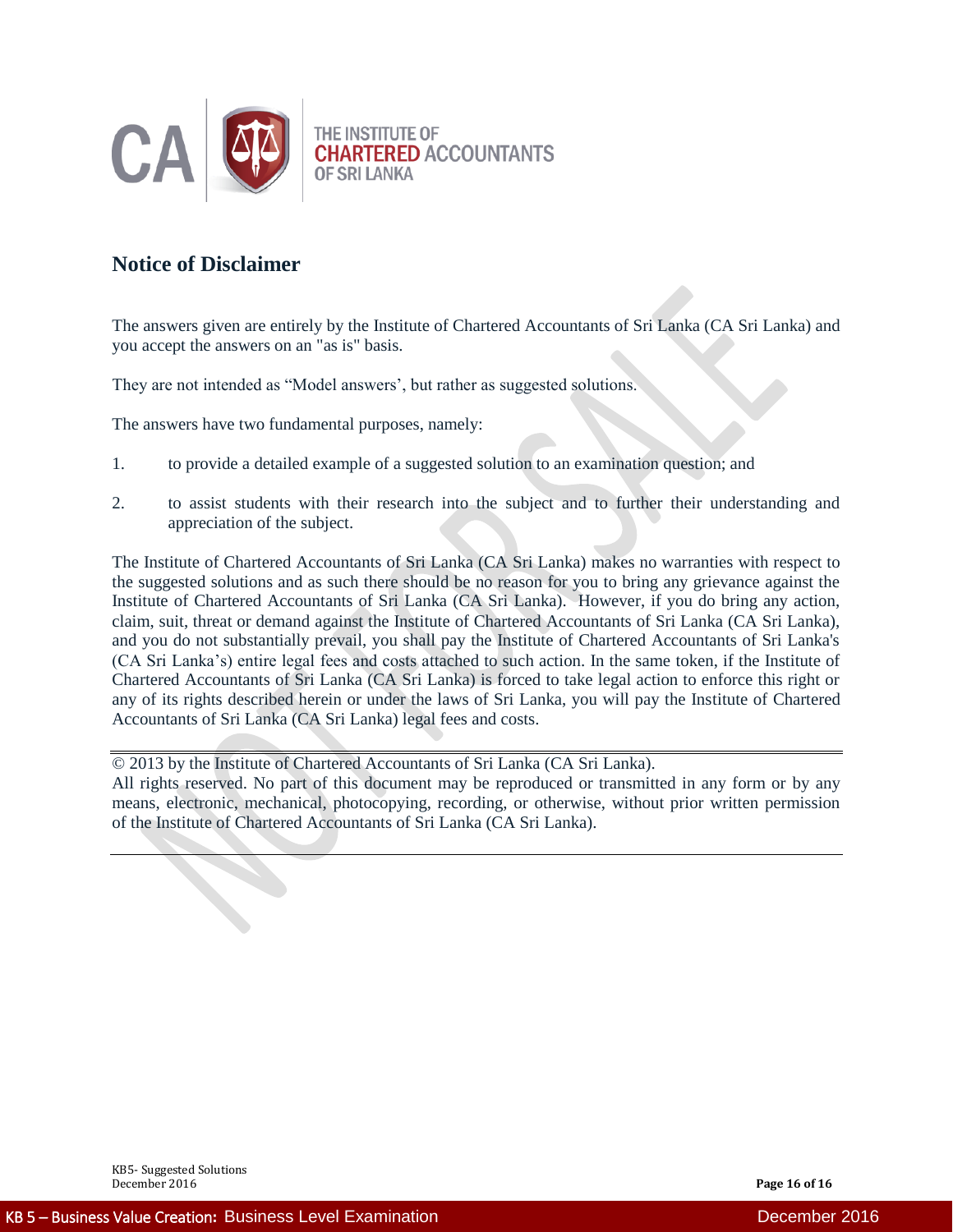THE INSTITUTE OF CHARTERED ACCOUNTANTS OF SRI LANKA

## Notice of Disclaimer

The answers given are entirely by the Institute of Chartered Accountants of Sri Lanka (CA Sri Lanka) and you accept the answers on an "as is" basis.

They are not intended as "Model answers', but rather as suggested solutions.

The answers have two fundamental purposes, namely:

1. to provide a detailed example of a suggested solution to an examination question; and
2. to assist students with their research into the subject and to further their understanding and appreciation of the subject.

The Institute of Chartered Accountants of Sri Lanka (CA Sri Lanka) makes no warranties with respect to the suggested solutions and as such there should be no reason for you to bring any grievance against the Institute of Chartered Accountants of Sri Lanka (CA Sri Lanka). However, if you do bring any action, claim, suit, threat or demand against the Institute of Chartered Accountants of Sri Lanka (CA Sri Lanka), and you do not substantially prevail, you shall pay the Institute of Chartered Accountants of Sri Lanka's (CA Sri Lanka's) entire legal fees and costs attached to such action. In the same token, if the Institute of Chartered Accountants of Sri Lanka (CA Sri Lanka) is forced to take legal action to enforce this right or any of its rights described herein or under the laws of Sri Lanka, you will pay the Institute of Chartered Accountants of Sri Lanka (CA Sri Lanka) legal fees and costs.

---

© 2013 by the Institute of Chartered Accountants of Sri Lanka (CA Sri Lanka).
All rights reserved. No part of this document may be reproduced or transmitted in any form or by any means, electronic, mechanical, photocopying, recording, or otherwise, without prior written permission of the Institute of Chartered Accountants of Sri Lanka (CA Sri Lanka).

---